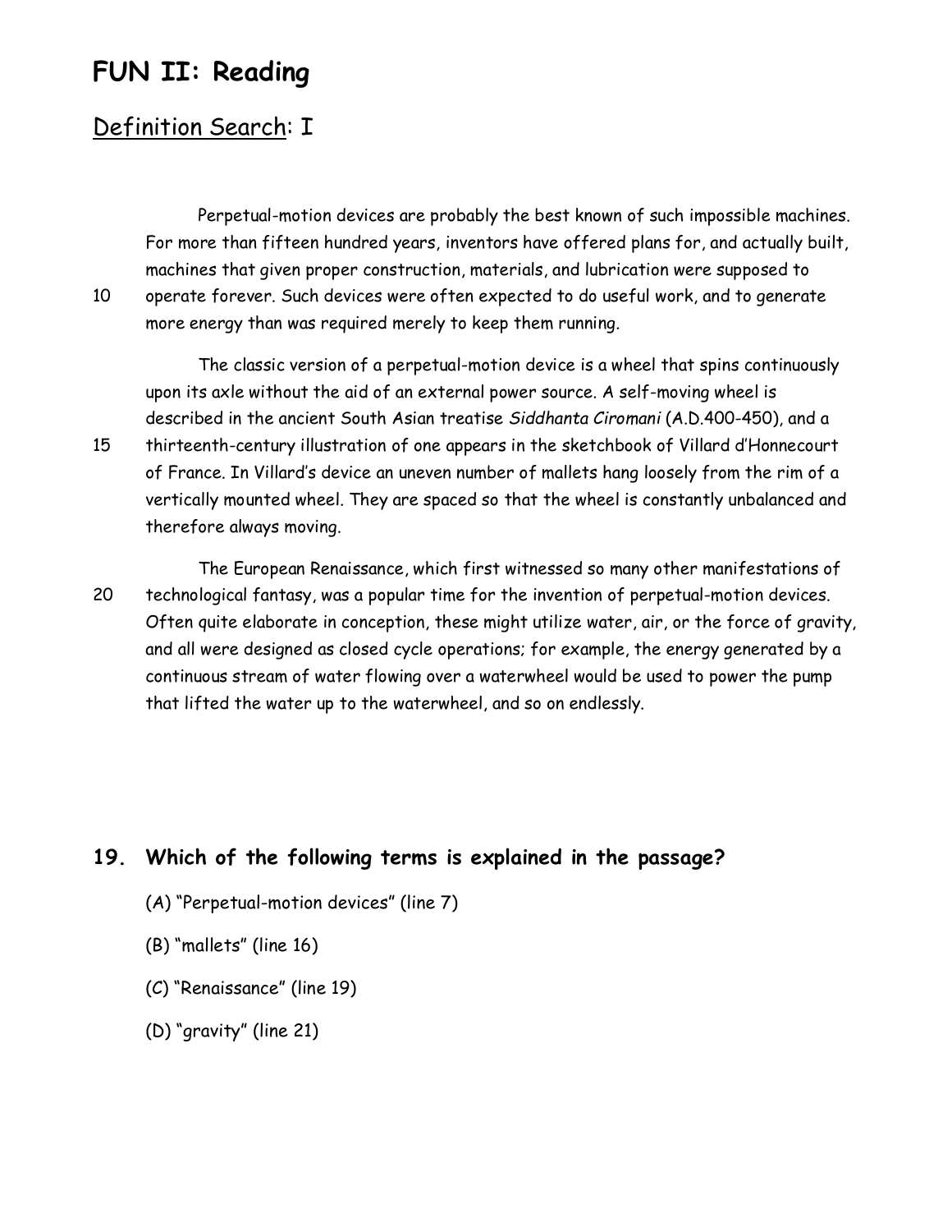# FUN II: Reading

## Definition Search: I

Perpetual-motion devices are probably the best known of such impossible machines. For more than fifteen hundred years, inventors have offered plans for, and actually built, machines that given proper construction, materials, and lubrication were supposed to
10 operate forever. Such devices were often expected to do useful work, and to generate more energy than was required merely to keep them running.

The classic version of a perpetual-motion device is a wheel that spins continuously upon its axle without the aid of an external power source. A self-moving wheel is described in the ancient South Asian treatise *Siddhanta Ciromani* (A.D.400-450), and a
15 thirteenth-century illustration of one appears in the sketchbook of Villard d'Honnecourt of France. In Villard's device an uneven number of mallets hang loosely from the rim of a vertically mounted wheel. They are spaced so that the wheel is constantly unbalanced and therefore always moving.

The European Renaissance, which first witnessed so many other manifestations of
20 technological fantasy, was a popular time for the invention of perpetual-motion devices. Often quite elaborate in conception, these might utilize water, air, or the force of gravity, and all were designed as closed cycle operations; for example, the energy generated by a continuous stream of water flowing over a waterwheel would be used to power the pump that lifted the water up to the waterwheel, and so on endlessly.

### 19. Which of the following terms is explained in the passage?

(A) "Perpetual-motion devices" (line 7)

(B) "mallets" (line 16)

(C) "Renaissance" (line 19)

(D) "gravity" (line 21)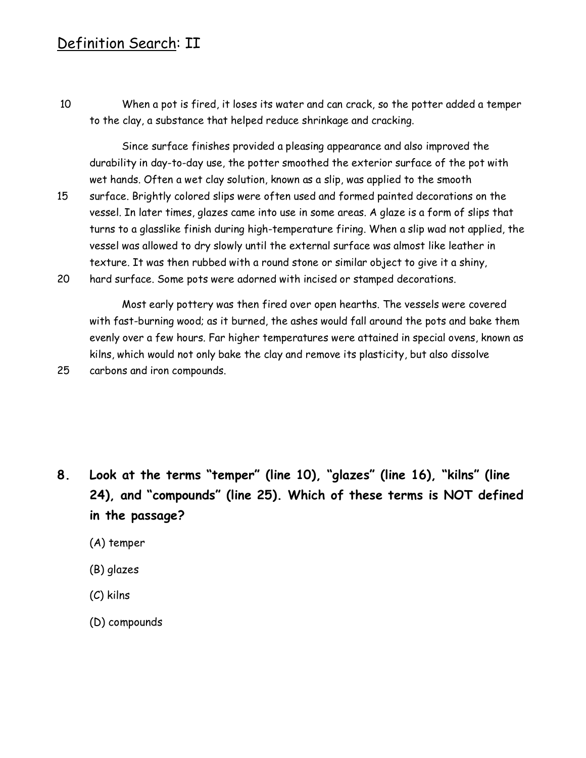# Definition Search: II

10 When a pot is fired, it loses its water and can crack, so the potter added a temper to the clay, a substance that helped reduce shrinkage and cracking.

Since surface finishes provided a pleasing appearance and also improved the durability in day-to-day use, the potter smoothed the exterior surface of the pot with wet hands. Often a wet clay solution, known as a slip, was applied to the smooth
15 surface. Brightly colored slips were often used and formed painted decorations on the vessel. In later times, glazes came into use in some areas. A glaze is a form of slips that turns to a glasslike finish during high-temperature firing. When a slip wad not applied, the vessel was allowed to dry slowly until the external surface was almost like leather in texture. It was then rubbed with a round stone or similar object to give it a shiny,
20 hard surface. Some pots were adorned with incised or stamped decorations.

Most early pottery was then fired over open hearths. The vessels were covered with fast-burning wood; as it burned, the ashes would fall around the pots and bake them evenly over a few hours. Far higher temperatures were attained in special ovens, known as kilns, which would not only bake the clay and remove its plasticity, but also dissolve
25 carbons and iron compounds.

**8. Look at the terms "temper" (line 10), "glazes" (line 16), "kilns" (line 24), and "compounds" (line 25). Which of these terms is NOT defined in the passage?**

(A) temper

(B) glazes

(C) kilns

(D) compounds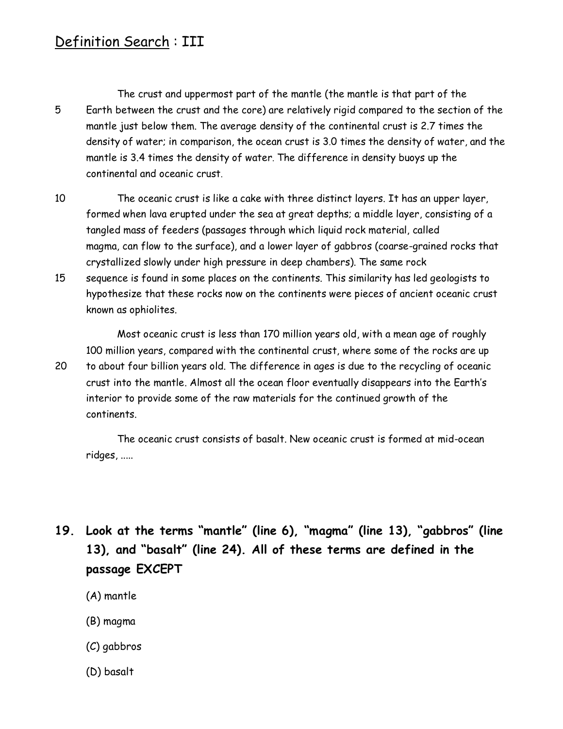# Definition Search : III

The crust and uppermost part of the mantle (the mantle is that part of the Earth between the crust and the core) are relatively rigid compared to the section of the mantle just below them. The average density of the continental crust is 2.7 times the density of water; in comparison, the ocean crust is 3.0 times the density of water, and the mantle is 3.4 times the density of water. The difference in density buoys up the continental and oceanic crust.

The oceanic crust is like a cake with three distinct layers. It has an upper layer, formed when lava erupted under the sea at great depths; a middle layer, consisting of a tangled mass of feeders (passages through which liquid rock material, called magma, can flow to the surface), and a lower layer of gabbros (coarse-grained rocks that crystallized slowly under high pressure in deep chambers). The same rock sequence is found in some places on the continents. This similarity has led geologists to hypothesize that these rocks now on the continents were pieces of ancient oceanic crust known as ophiolites.

Most oceanic crust is less than 170 million years old, with a mean age of roughly 100 million years, compared with the continental crust, where some of the rocks are up to about four billion years old. The difference in ages is due to the recycling of oceanic crust into the mantle. Almost all the ocean floor eventually disappears into the Earth's interior to provide some of the raw materials for the continued growth of the continents.

The oceanic crust consists of basalt. New oceanic crust is formed at mid-ocean ridges, .....

**19. Look at the terms "mantle" (line 6), "magma" (line 13), "gabbros" (line 13), and "basalt" (line 24). All of these terms are defined in the passage EXCEPT**

(A) mantle

(B) magma

(C) gabbros

(D) basalt